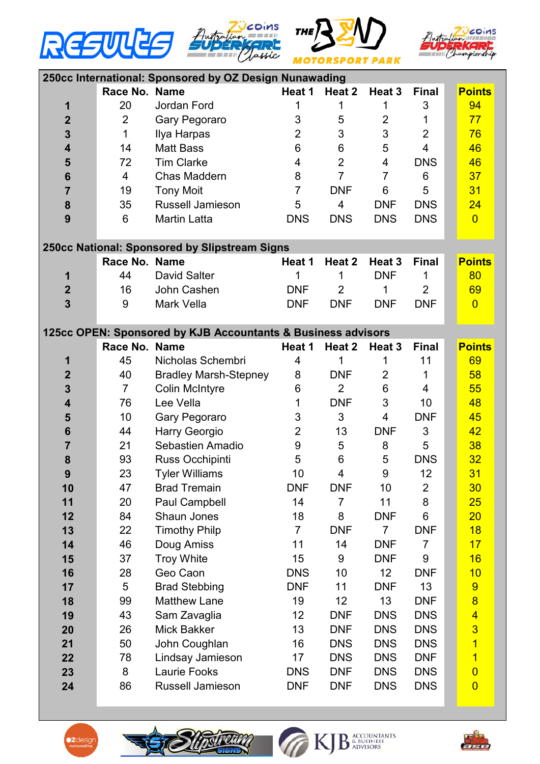# RESULTS

## 250cc International: Sponsored by OZ Design Nunawading

| | Race No. | Name | Heat 1 | Heat 2 | Heat 3 | Final | Points |
|---|---|---|---|---|---|---|---|
| 1 | 20 | Jordan Ford | 1 | 1 | 1 | 3 | 94 |
| 2 | 2 | Gary Pegoraro | 3 | 5 | 2 | 1 | 77 |
| 3 | 1 | Ilya Harpas | 2 | 3 | 3 | 2 | 76 |
| 4 | 14 | Matt Bass | 6 | 6 | 5 | 4 | 46 |
| 5 | 72 | Tim Clarke | 4 | 2 | 4 | DNS | 46 |
| 6 | 4 | Chas Maddern | 8 | 7 | 7 | 6 | 37 |
| 7 | 19 | Tony Moit | 7 | DNF | 6 | 5 | 31 |
| 8 | 35 | Russell Jamieson | 5 | 4 | DNF | DNS | 24 |
| 9 | 6 | Martin Latta | DNS | DNS | DNS | DNS | 0 |

## 250cc National: Sponsored by Slipstream Signs

| | Race No. | Name | Heat 1 | Heat 2 | Heat 3 | Final | Points |
|---|---|---|---|---|---|---|---|
| 1 | 44 | David Salter | 1 | 1 | DNF | 1 | 80 |
| 2 | 16 | John Cashen | DNF | 2 | 1 | 2 | 69 |
| 3 | 9 | Mark Vella | DNF | DNF | DNF | DNF | 0 |

## 125cc OPEN: Sponsored by KJB Accountants & Business advisors

| | Race No. | Name | Heat 1 | Heat 2 | Heat 3 | Final | Points |
|---|---|---|---|---|---|---|---|
| 1 | 45 | Nicholas Schembri | 4 | 1 | 1 | 11 | 69 |
| 2 | 40 | Bradley Marsh-Stepney | 8 | DNF | 2 | 1 | 58 |
| 3 | 7 | Colin McIntyre | 6 | 2 | 6 | 4 | 55 |
| 4 | 76 | Lee Vella | 1 | DNF | 3 | 10 | 48 |
| 5 | 10 | Gary Pegoraro | 3 | 3 | 4 | DNF | 45 |
| 6 | 44 | Harry Georgio | 2 | 13 | DNF | 3 | 42 |
| 7 | 21 | Sebastien Amadio | 9 | 5 | 8 | 5 | 38 |
| 8 | 93 | Russ Occhipinti | 5 | 6 | 5 | DNS | 32 |
| 9 | 23 | Tyler Williams | 10 | 4 | 9 | 12 | 31 |
| 10 | 47 | Brad Tremain | DNF | DNF | 10 | 2 | 30 |
| 11 | 20 | Paul Campbell | 14 | 7 | 11 | 8 | 25 |
| 12 | 84 | Shaun Jones | 18 | 8 | DNF | 6 | 20 |
| 13 | 22 | Timothy Philp | 7 | DNF | 7 | DNF | 18 |
| 14 | 46 | Doug Amiss | 11 | 14 | DNF | 7 | 17 |
| 15 | 37 | Troy White | 15 | 9 | DNF | 9 | 16 |
| 16 | 28 | Geo Caon | DNS | 10 | 12 | DNF | 10 |
| 17 | 5 | Brad Stebbing | DNF | 11 | DNF | 13 | 9 |
| 18 | 99 | Matthew Lane | 19 | 12 | 13 | DNF | 8 |
| 19 | 43 | Sam Zavaglia | 12 | DNF | DNS | DNS | 4 |
| 20 | 26 | Mick Bakker | 13 | DNF | DNS | DNS | 3 |
| 21 | 50 | John Coughlan | 16 | DNS | DNS | DNS | 1 |
| 22 | 78 | Lindsay Jamieson | 17 | DNS | DNS | DNF | 1 |
| 23 | 8 | Laurie Fooks | DNS | DNF | DNS | DNS | 0 |
| 24 | 86 | Russell Jamieson | DNF | DNF | DNS | DNS | 0 |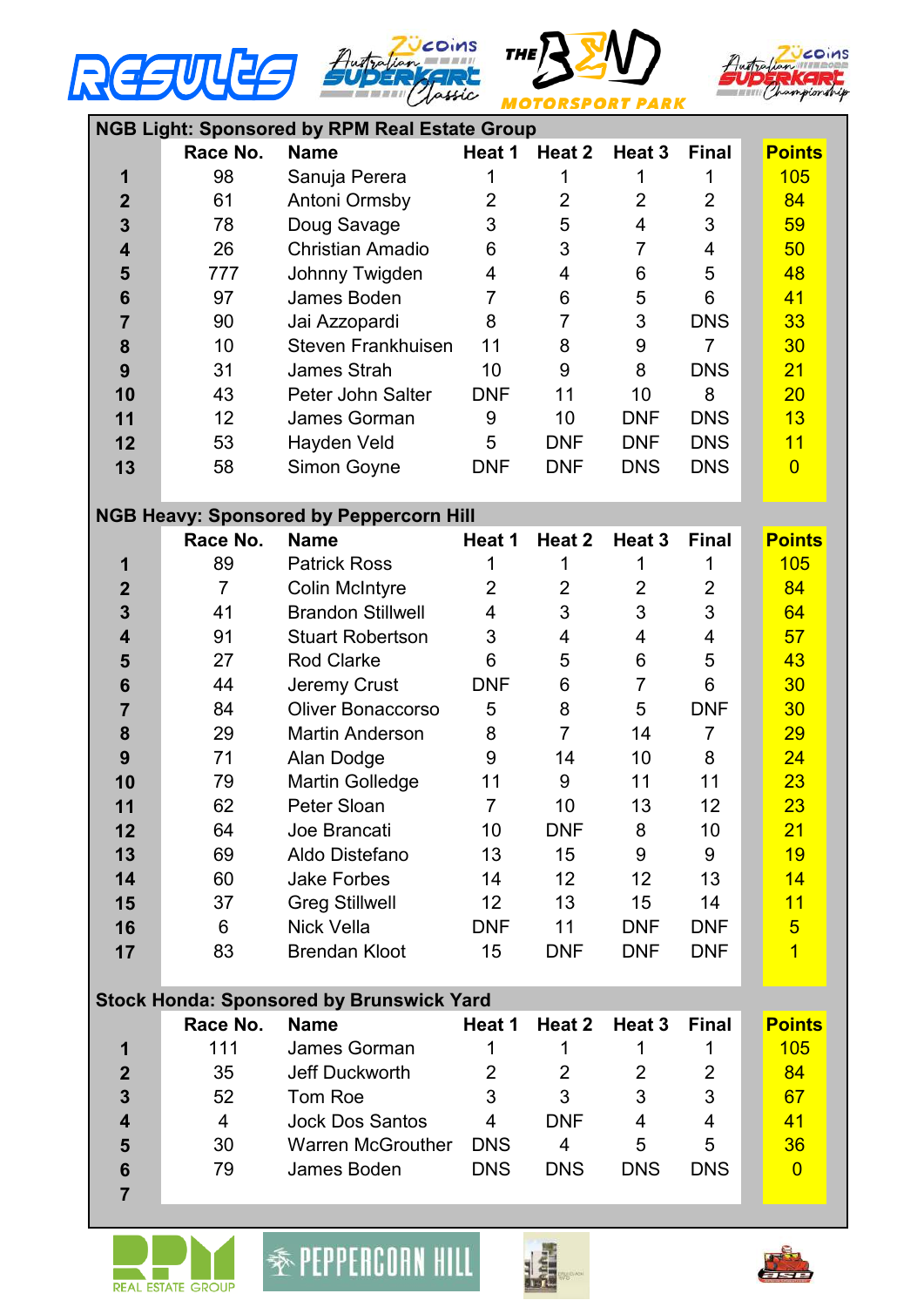# RESULTS

## NGB Light: Sponsored by RPM Real Estate Group

| | Race No. | Name | Heat 1 | Heat 2 | Heat 3 | Final | Points |
|---|---|---|---|---|---|---|---|
| 1 | 98 | Sanuja Perera | 1 | 1 | 1 | 1 | 105 |
| 2 | 61 | Antoni Ormsby | 2 | 2 | 2 | 2 | 84 |
| 3 | 78 | Doug Savage | 3 | 5 | 4 | 3 | 59 |
| 4 | 26 | Christian Amadio | 6 | 3 | 7 | 4 | 50 |
| 5 | 777 | Johnny Twigden | 4 | 4 | 6 | 5 | 48 |
| 6 | 97 | James Boden | 7 | 6 | 5 | 6 | 41 |
| 7 | 90 | Jai Azzopardi | 8 | 7 | 3 | DNS | 33 |
| 8 | 10 | Steven Frankhuisen | 11 | 8 | 9 | 7 | 30 |
| 9 | 31 | James Strah | 10 | 9 | 8 | DNS | 21 |
| 10 | 43 | Peter John Salter | DNF | 11 | 10 | 8 | 20 |
| 11 | 12 | James Gorman | 9 | 10 | DNF | DNS | 13 |
| 12 | 53 | Hayden Veld | 5 | DNF | DNF | DNS | 11 |
| 13 | 58 | Simon Goyne | DNF | DNF | DNS | DNS | 0 |

## NGB Heavy: Sponsored by Peppercorn Hill

| | Race No. | Name | Heat 1 | Heat 2 | Heat 3 | Final | Points |
|---|---|---|---|---|---|---|---|
| 1 | 89 | Patrick Ross | 1 | 1 | 1 | 1 | 105 |
| 2 | 7 | Colin McIntyre | 2 | 2 | 2 | 2 | 84 |
| 3 | 41 | Brandon Stillwell | 4 | 3 | 3 | 3 | 64 |
| 4 | 91 | Stuart Robertson | 3 | 4 | 4 | 4 | 57 |
| 5 | 27 | Rod Clarke | 6 | 5 | 6 | 5 | 43 |
| 6 | 44 | Jeremy Crust | DNF | 6 | 7 | 6 | 30 |
| 7 | 84 | Oliver Bonaccorso | 5 | 8 | 5 | DNF | 30 |
| 8 | 29 | Martin Anderson | 8 | 7 | 14 | 7 | 29 |
| 9 | 71 | Alan Dodge | 9 | 14 | 10 | 8 | 24 |
| 10 | 79 | Martin Golledge | 11 | 9 | 11 | 11 | 23 |
| 11 | 62 | Peter Sloan | 7 | 10 | 13 | 12 | 23 |
| 12 | 64 | Joe Brancati | 10 | DNF | 8 | 10 | 21 |
| 13 | 69 | Aldo Distefano | 13 | 15 | 9 | 9 | 19 |
| 14 | 60 | Jake Forbes | 14 | 12 | 12 | 13 | 14 |
| 15 | 37 | Greg Stillwell | 12 | 13 | 15 | 14 | 11 |
| 16 | 6 | Nick Vella | DNF | 11 | DNF | DNF | 5 |
| 17 | 83 | Brendan Kloot | 15 | DNF | DNF | DNF | 1 |

## Stock Honda: Sponsored by Brunswick Yard

| | Race No. | Name | Heat 1 | Heat 2 | Heat 3 | Final | Points |
|---|---|---|---|---|---|---|---|
| 1 | 111 | James Gorman | 1 | 1 | 1 | 1 | 105 |
| 2 | 35 | Jeff Duckworth | 2 | 2 | 2 | 2 | 84 |
| 3 | 52 | Tom Roe | 3 | 3 | 3 | 3 | 67 |
| 4 | 4 | Jock Dos Santos | 4 | DNF | 4 | 4 | 41 |
| 5 | 30 | Warren McGrouther | DNS | 4 | 5 | 5 | 36 |
| 6 | 79 | James Boden | DNS | DNS | DNS | DNS | 0 |
| 7 | | | | | | | |